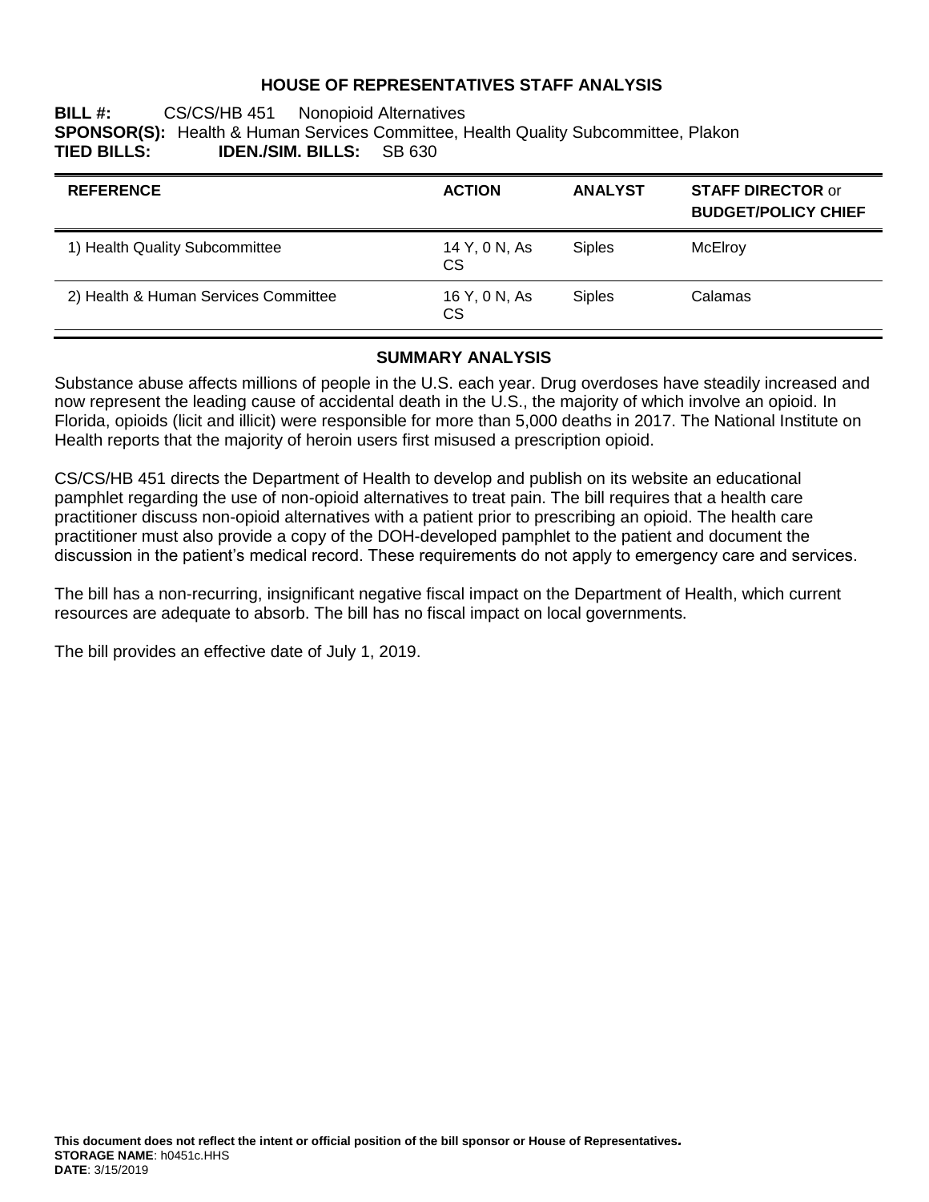# HOUSE OF REPRESENTATIVES STAFF ANALYSIS

**BILL #:** CS/CS/HB 451 Nonopioid Alternatives
**SPONSOR(S):** Health & Human Services Committee, Health Quality Subcommittee, Plakon
**TIED BILLS:** **IDEN./SIM. BILLS:** SB 630

| REFERENCE | ACTION | ANALYST | STAFF DIRECTOR or BUDGET/POLICY CHIEF |
|---|---|---|---|
| 1) Health Quality Subcommittee | 14 Y, 0 N, As CS | Siples | McElroy |
| 2) Health & Human Services Committee | 16 Y, 0 N, As CS | Siples | Calamas |

## SUMMARY ANALYSIS

Substance abuse affects millions of people in the U.S. each year. Drug overdoses have steadily increased and now represent the leading cause of accidental death in the U.S., the majority of which involve an opioid. In Florida, opioids (licit and illicit) were responsible for more than 5,000 deaths in 2017. The National Institute on Health reports that the majority of heroin users first misused a prescription opioid.

CS/CS/HB 451 directs the Department of Health to develop and publish on its website an educational pamphlet regarding the use of non-opioid alternatives to treat pain. The bill requires that a health care practitioner discuss non-opioid alternatives with a patient prior to prescribing an opioid. The health care practitioner must also provide a copy of the DOH-developed pamphlet to the patient and document the discussion in the patient's medical record. These requirements do not apply to emergency care and services.

The bill has a non-recurring, insignificant negative fiscal impact on the Department of Health, which current resources are adequate to absorb. The bill has no fiscal impact on local governments.

The bill provides an effective date of July 1, 2019.

**This document does not reflect the intent or official position of the bill sponsor or House of Representatives.**
**STORAGE NAME**: h0451c.HHS
**DATE**: 3/15/2019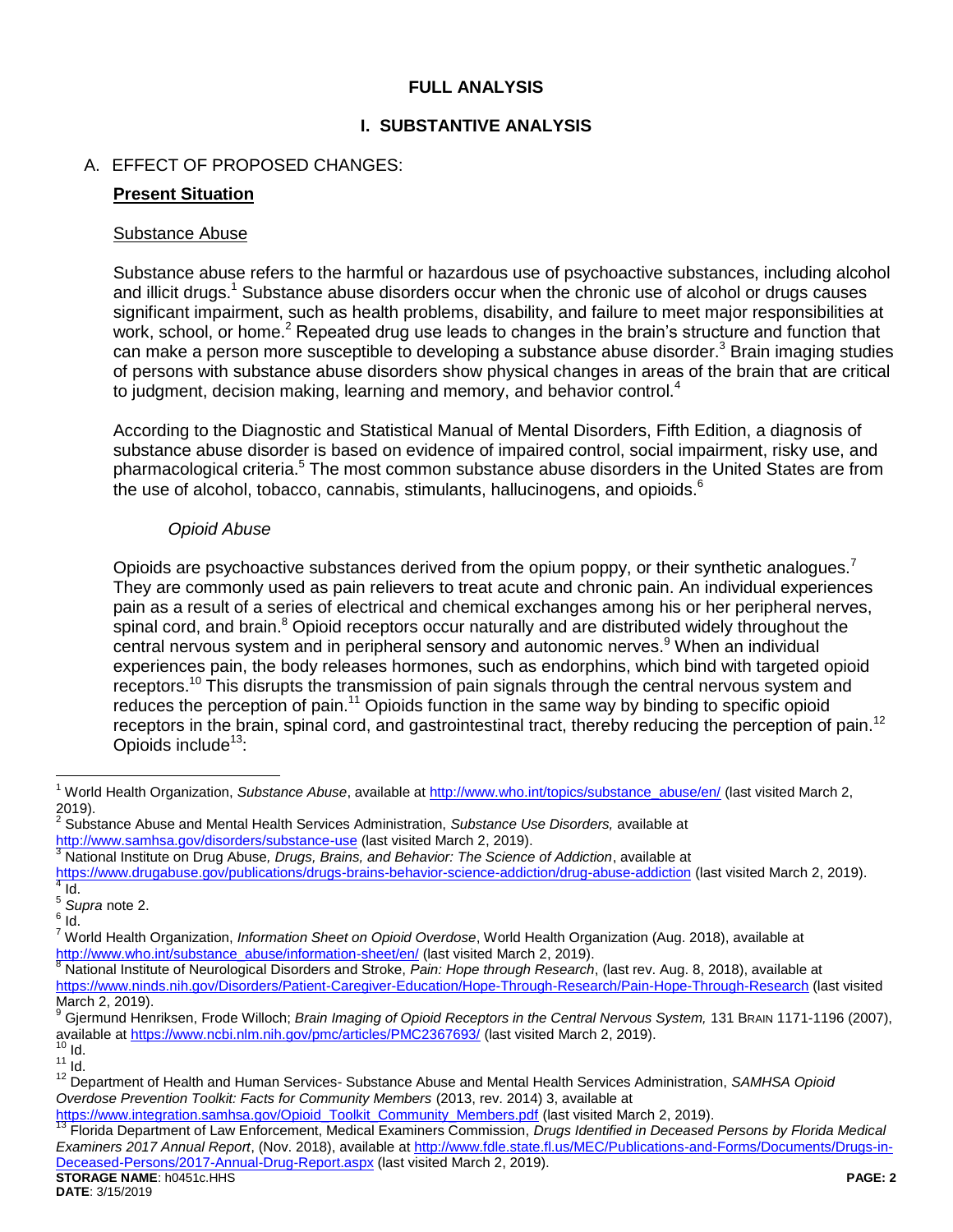# FULL ANALYSIS

## I. SUBSTANTIVE ANALYSIS

A. EFFECT OF PROPOSED CHANGES:

**Present Situation**

Substance Abuse

Substance abuse refers to the harmful or hazardous use of psychoactive substances, including alcohol and illicit drugs.[1] Substance abuse disorders occur when the chronic use of alcohol or drugs causes significant impairment, such as health problems, disability, and failure to meet major responsibilities at work, school, or home.[2] Repeated drug use leads to changes in the brain's structure and function that can make a person more susceptible to developing a substance abuse disorder.[3] Brain imaging studies of persons with substance abuse disorders show physical changes in areas of the brain that are critical to judgment, decision making, learning and memory, and behavior control.[4]

According to the Diagnostic and Statistical Manual of Mental Disorders, Fifth Edition, a diagnosis of substance abuse disorder is based on evidence of impaired control, social impairment, risky use, and pharmacological criteria.[5] The most common substance abuse disorders in the United States are from the use of alcohol, tobacco, cannabis, stimulants, hallucinogens, and opioids.[6]

*Opioid Abuse*

Opioids are psychoactive substances derived from the opium poppy, or their synthetic analogues.[7] They are commonly used as pain relievers to treat acute and chronic pain. An individual experiences pain as a result of a series of electrical and chemical exchanges among his or her peripheral nerves, spinal cord, and brain.[8] Opioid receptors occur naturally and are distributed widely throughout the central nervous system and in peripheral sensory and autonomic nerves.[9] When an individual experiences pain, the body releases hormones, such as endorphins, which bind with targeted opioid receptors.[10] This disrupts the transmission of pain signals through the central nervous system and reduces the perception of pain.[11] Opioids function in the same way by binding to specific opioid receptors in the brain, spinal cord, and gastrointestinal tract, thereby reducing the perception of pain.[12] Opioids include[13]:

---

[1] World Health Organization, *Substance Abuse*, available at http://www.who.int/topics/substance_abuse/en/ (last visited March 2, 2019).

[2] Substance Abuse and Mental Health Services Administration, *Substance Use Disorders,* available at http://www.samhsa.gov/disorders/substance-use (last visited March 2, 2019).

[3] National Institute on Drug Abuse, *Drugs, Brains, and Behavior: The Science of Addiction*, available at https://www.drugabuse.gov/publications/drugs-brains-behavior-science-addiction/drug-abuse-addiction (last visited March 2, 2019).

[4] Id.

[5] *Supra* note 2.

[6] Id.

[7] World Health Organization, *Information Sheet on Opioid Overdose*, World Health Organization (Aug. 2018), available at http://www.who.int/substance_abuse/information-sheet/en/ (last visited March 2, 2019).

[8] National Institute of Neurological Disorders and Stroke, *Pain: Hope through Research*, (last rev. Aug. 8, 2018), available at https://www.ninds.nih.gov/Disorders/Patient-Caregiver-Education/Hope-Through-Research/Pain-Hope-Through-Research (last visited March 2, 2019).

[9] Gjermund Henriksen, Frode Willoch; *Brain Imaging of Opioid Receptors in the Central Nervous System,* 131 BRAIN 1171-1196 (2007), available at https://www.ncbi.nlm.nih.gov/pmc/articles/PMC2367693/ (last visited March 2, 2019).

[10] Id.

[11] Id.

[12] Department of Health and Human Services- Substance Abuse and Mental Health Services Administration, *SAMHSA Opioid Overdose Prevention Toolkit: Facts for Community Members* (2013, rev. 2014) 3, available at https://www.integration.samhsa.gov/Opioid_Toolkit_Community_Members.pdf (last visited March 2, 2019).

[13] Florida Department of Law Enforcement, Medical Examiners Commission, *Drugs Identified in Deceased Persons by Florida Medical Examiners 2017 Annual Report*, (Nov. 2018), available at http://www.fdle.state.fl.us/MEC/Publications-and-Forms/Documents/Drugs-in-Deceased-Persons/2017-Annual-Drug-Report.aspx (last visited March 2, 2019).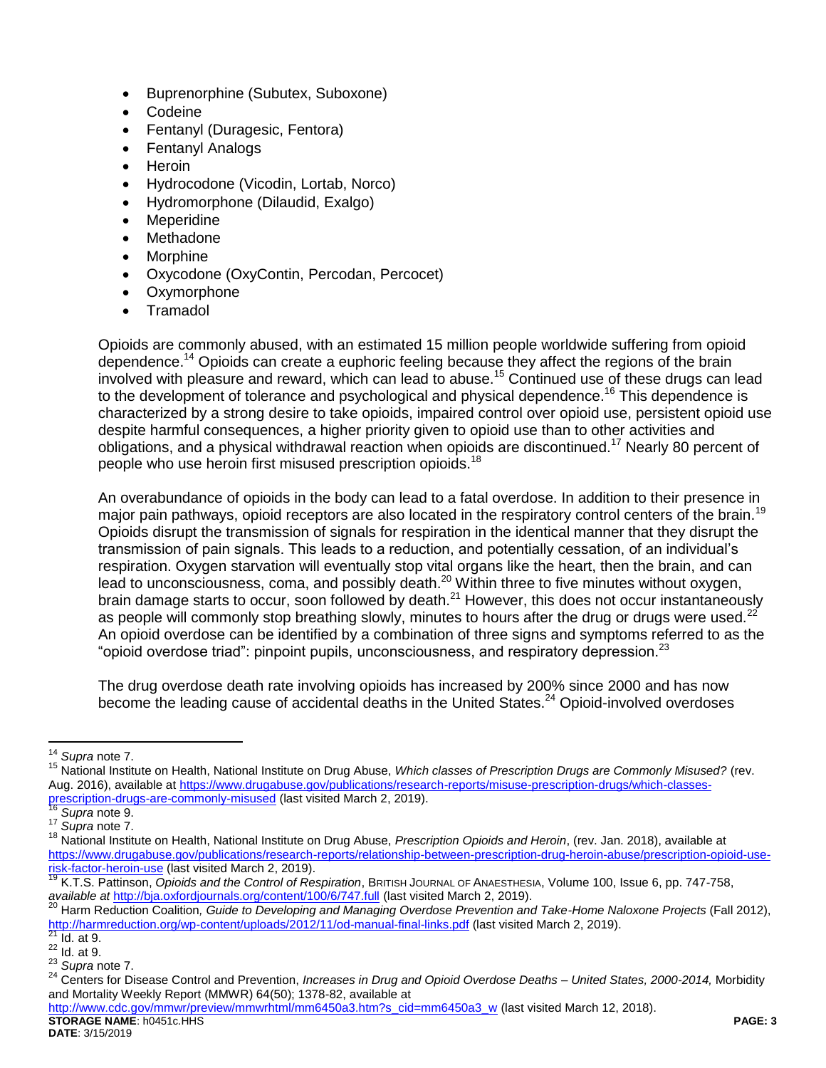- Buprenorphine (Subutex, Suboxone)
- Codeine
- Fentanyl (Duragesic, Fentora)
- Fentanyl Analogs
- Heroin
- Hydrocodone (Vicodin, Lortab, Norco)
- Hydromorphone (Dilaudid, Exalgo)
- Meperidine
- Methadone
- Morphine
- Oxycodone (OxyContin, Percodan, Percocet)
- Oxymorphone
- Tramadol

Opioids are commonly abused, with an estimated 15 million people worldwide suffering from opioid dependence.[14] Opioids can create a euphoric feeling because they affect the regions of the brain involved with pleasure and reward, which can lead to abuse.[15] Continued use of these drugs can lead to the development of tolerance and psychological and physical dependence.[16] This dependence is characterized by a strong desire to take opioids, impaired control over opioid use, persistent opioid use despite harmful consequences, a higher priority given to opioid use than to other activities and obligations, and a physical withdrawal reaction when opioids are discontinued.[17] Nearly 80 percent of people who use heroin first misused prescription opioids.[18]

An overabundance of opioids in the body can lead to a fatal overdose. In addition to their presence in major pain pathways, opioid receptors are also located in the respiratory control centers of the brain.[19] Opioids disrupt the transmission of signals for respiration in the identical manner that they disrupt the transmission of pain signals. This leads to a reduction, and potentially cessation, of an individual's respiration. Oxygen starvation will eventually stop vital organs like the heart, then the brain, and can lead to unconsciousness, coma, and possibly death.[20] Within three to five minutes without oxygen, brain damage starts to occur, soon followed by death.[21] However, this does not occur instantaneously as people will commonly stop breathing slowly, minutes to hours after the drug or drugs were used.[22] An opioid overdose can be identified by a combination of three signs and symptoms referred to as the "opioid overdose triad": pinpoint pupils, unconsciousness, and respiratory depression.[23]

The drug overdose death rate involving opioids has increased by 200% since 2000 and has now become the leading cause of accidental deaths in the United States.[24] Opioid-involved overdoses

---

[14] *Supra* note 7.

[15] National Institute on Health, National Institute on Drug Abuse, *Which classes of Prescription Drugs are Commonly Misused?* (rev. Aug. 2016), available at https://www.drugabuse.gov/publications/research-reports/misuse-prescription-drugs/which-classes-prescription-drugs-are-commonly-misused (last visited March 2, 2019).

[16] *Supra* note 9.

[17] *Supra* note 7.

[18] National Institute on Health, National Institute on Drug Abuse, *Prescription Opioids and Heroin*, (rev. Jan. 2018), available at https://www.drugabuse.gov/publications/research-reports/relationship-between-prescription-drug-heroin-abuse/prescription-opioid-use-risk-factor-heroin-use (last visited March 2, 2019).

[19] K.T.S. Pattinson, *Opioids and the Control of Respiration*, BRITISH JOURNAL OF ANAESTHESIA, Volume 100, Issue 6, pp. 747-758, *available at* http://bja.oxfordjournals.org/content/100/6/747.full (last visited March 2, 2019).

[20] Harm Reduction Coalition*, Guide to Developing and Managing Overdose Prevention and Take-Home Naloxone Projects* (Fall 2012), http://harmreduction.org/wp-content/uploads/2012/11/od-manual-final-links.pdf (last visited March 2, 2019).

[21] Id. at 9.

[22] Id. at 9.

[23] *Supra* note 7.

[24] Centers for Disease Control and Prevention, *Increases in Drug and Opioid Overdose Deaths – United States, 2000-2014,* Morbidity and Mortality Weekly Report (MMWR) 64(50); 1378-82, available at http://www.cdc.gov/mmwr/preview/mmwrhtml/mm6450a3.htm?s_cid=mm6450a3_w (last visited March 12, 2018).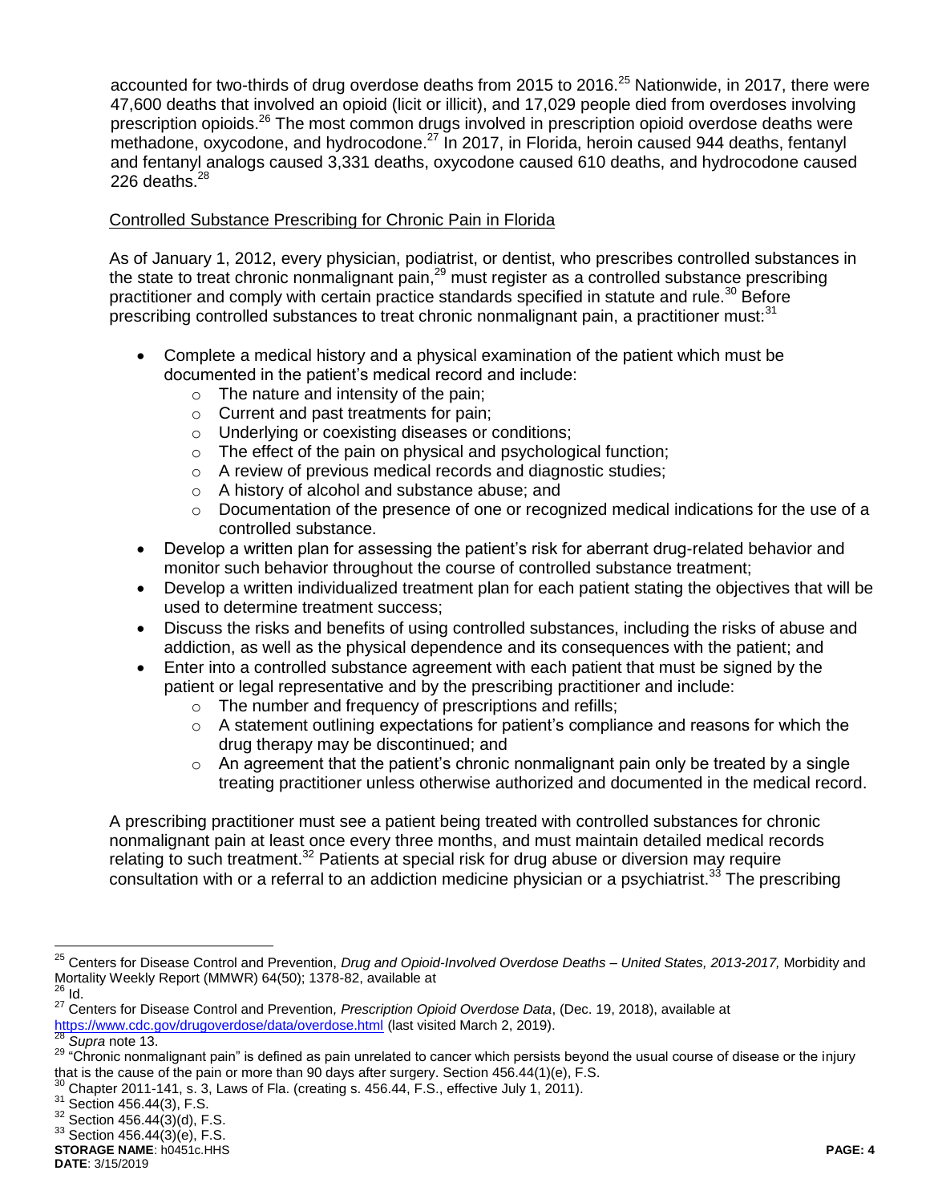accounted for two-thirds of drug overdose deaths from 2015 to 2016.[25] Nationwide, in 2017, there were 47,600 deaths that involved an opioid (licit or illicit), and 17,029 people died from overdoses involving prescription opioids.[26] The most common drugs involved in prescription opioid overdose deaths were methadone, oxycodone, and hydrocodone.[27] In 2017, in Florida, heroin caused 944 deaths, fentanyl and fentanyl analogs caused 3,331 deaths, oxycodone caused 610 deaths, and hydrocodone caused 226 deaths.[28]

Controlled Substance Prescribing for Chronic Pain in Florida

As of January 1, 2012, every physician, podiatrist, or dentist, who prescribes controlled substances in the state to treat chronic nonmalignant pain,[29] must register as a controlled substance prescribing practitioner and comply with certain practice standards specified in statute and rule.[30] Before prescribing controlled substances to treat chronic nonmalignant pain, a practitioner must:[31]

- Complete a medical history and a physical examination of the patient which must be documented in the patient's medical record and include:
  - The nature and intensity of the pain;
  - Current and past treatments for pain;
  - Underlying or coexisting diseases or conditions;
  - The effect of the pain on physical and psychological function;
  - A review of previous medical records and diagnostic studies;
  - A history of alcohol and substance abuse; and
  - Documentation of the presence of one or recognized medical indications for the use of a controlled substance.
- Develop a written plan for assessing the patient's risk for aberrant drug-related behavior and monitor such behavior throughout the course of controlled substance treatment;
- Develop a written individualized treatment plan for each patient stating the objectives that will be used to determine treatment success;
- Discuss the risks and benefits of using controlled substances, including the risks of abuse and addiction, as well as the physical dependence and its consequences with the patient; and
- Enter into a controlled substance agreement with each patient that must be signed by the patient or legal representative and by the prescribing practitioner and include:
  - The number and frequency of prescriptions and refills;
  - A statement outlining expectations for patient's compliance and reasons for which the drug therapy may be discontinued; and
  - An agreement that the patient's chronic nonmalignant pain only be treated by a single treating practitioner unless otherwise authorized and documented in the medical record.

A prescribing practitioner must see a patient being treated with controlled substances for chronic nonmalignant pain at least once every three months, and must maintain detailed medical records relating to such treatment.[32] Patients at special risk for drug abuse or diversion may require consultation with or a referral to an addiction medicine physician or a psychiatrist.[33] The prescribing

---

[25] Centers for Disease Control and Prevention, *Drug and Opioid-Involved Overdose Deaths – United States, 2013-2017,* Morbidity and Mortality Weekly Report (MMWR) 64(50); 1378-82, available at

[26] Id.

[27] Centers for Disease Control and Prevention, *Prescription Opioid Overdose Data*, (Dec. 19, 2018), available at https://www.cdc.gov/drugoverdose/data/overdose.html (last visited March 2, 2019).

[28] *Supra* note 13.

[29] "Chronic nonmalignant pain" is defined as pain unrelated to cancer which persists beyond the usual course of disease or the injury that is the cause of the pain or more than 90 days after surgery. Section 456.44(1)(e), F.S.

[30] Chapter 2011-141, s. 3, Laws of Fla. (creating s. 456.44, F.S., effective July 1, 2011).

[31] Section 456.44(3), F.S.

[32] Section 456.44(3)(d), F.S.

[33] Section 456.44(3)(e), F.S.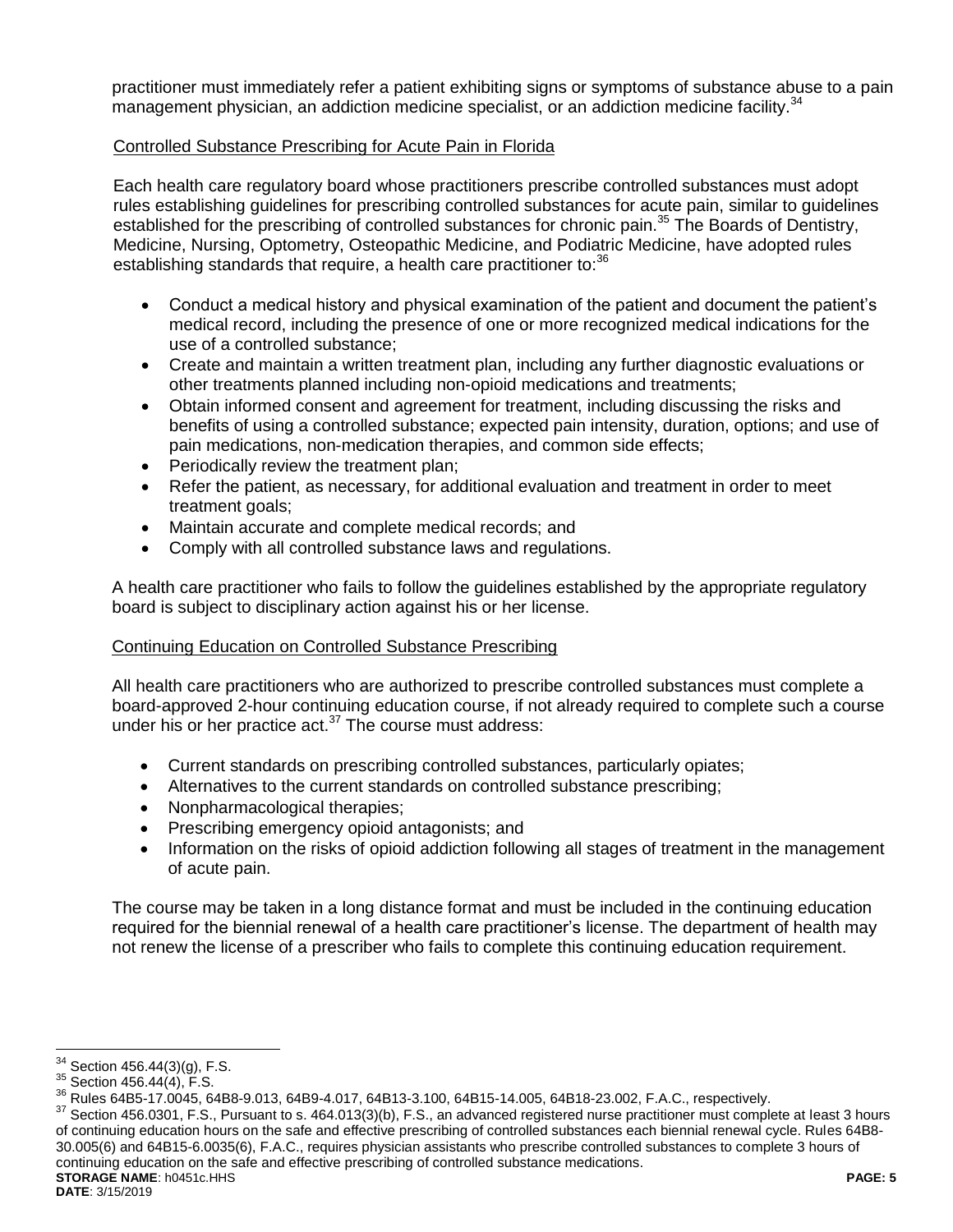practitioner must immediately refer a patient exhibiting signs or symptoms of substance abuse to a pain management physician, an addiction medicine specialist, or an addiction medicine facility.[34]

Controlled Substance Prescribing for Acute Pain in Florida

Each health care regulatory board whose practitioners prescribe controlled substances must adopt rules establishing guidelines for prescribing controlled substances for acute pain, similar to guidelines established for the prescribing of controlled substances for chronic pain.[35] The Boards of Dentistry, Medicine, Nursing, Optometry, Osteopathic Medicine, and Podiatric Medicine, have adopted rules establishing standards that require, a health care practitioner to:[36]

- Conduct a medical history and physical examination of the patient and document the patient's medical record, including the presence of one or more recognized medical indications for the use of a controlled substance;
- Create and maintain a written treatment plan, including any further diagnostic evaluations or other treatments planned including non-opioid medications and treatments;
- Obtain informed consent and agreement for treatment, including discussing the risks and benefits of using a controlled substance; expected pain intensity, duration, options; and use of pain medications, non-medication therapies, and common side effects;
- Periodically review the treatment plan;
- Refer the patient, as necessary, for additional evaluation and treatment in order to meet treatment goals;
- Maintain accurate and complete medical records; and
- Comply with all controlled substance laws and regulations.

A health care practitioner who fails to follow the guidelines established by the appropriate regulatory board is subject to disciplinary action against his or her license.

Continuing Education on Controlled Substance Prescribing

All health care practitioners who are authorized to prescribe controlled substances must complete a board-approved 2-hour continuing education course, if not already required to complete such a course under his or her practice act.[37] The course must address:

- Current standards on prescribing controlled substances, particularly opiates;
- Alternatives to the current standards on controlled substance prescribing;
- Nonpharmacological therapies;
- Prescribing emergency opioid antagonists; and
- Information on the risks of opioid addiction following all stages of treatment in the management of acute pain.

The course may be taken in a long distance format and must be included in the continuing education required for the biennial renewal of a health care practitioner's license. The department of health may not renew the license of a prescriber who fails to complete this continuing education requirement.

---

[34] Section 456.44(3)(g), F.S.

[35] Section 456.44(4), F.S.

[36] Rules 64B5-17.0045, 64B8-9.013, 64B9-4.017, 64B13-3.100, 64B15-14.005, 64B18-23.002, F.A.C., respectively.

[37] Section 456.0301, F.S., Pursuant to s. 464.013(3)(b), F.S., an advanced registered nurse practitioner must complete at least 3 hours of continuing education hours on the safe and effective prescribing of controlled substances each biennial renewal cycle. Rules 64B8-30.005(6) and 64B15-6.0035(6), F.A.C., requires physician assistants who prescribe controlled substances to complete 3 hours of continuing education on the safe and effective prescribing of controlled substance medications.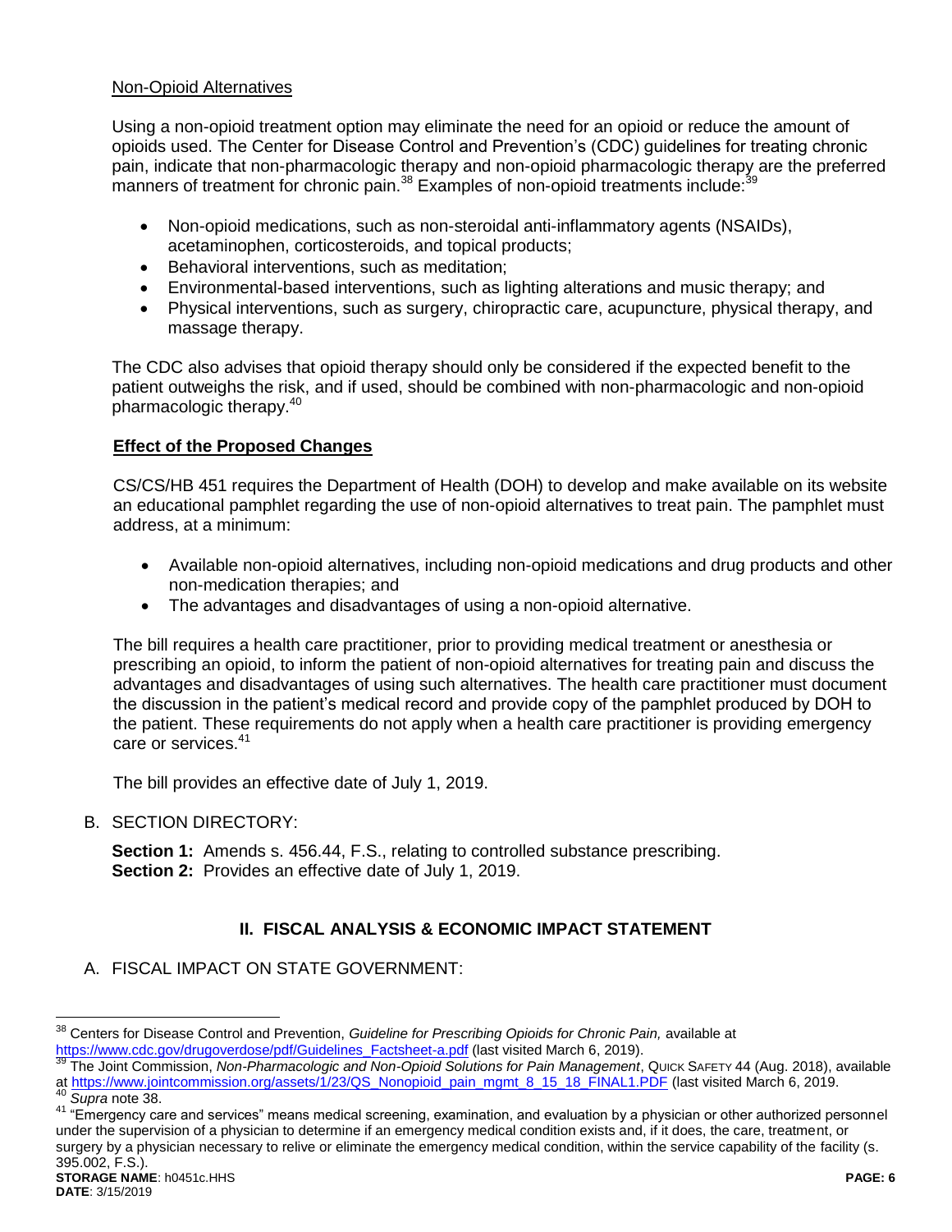Non-Opioid Alternatives

Using a non-opioid treatment option may eliminate the need for an opioid or reduce the amount of opioids used. The Center for Disease Control and Prevention's (CDC) guidelines for treating chronic pain, indicate that non-pharmacologic therapy and non-opioid pharmacologic therapy are the preferred manners of treatment for chronic pain.[38] Examples of non-opioid treatments include:[39]

- Non-opioid medications, such as non-steroidal anti-inflammatory agents (NSAIDs), acetaminophen, corticosteroids, and topical products;
- Behavioral interventions, such as meditation;
- Environmental-based interventions, such as lighting alterations and music therapy; and
- Physical interventions, such as surgery, chiropractic care, acupuncture, physical therapy, and massage therapy.

The CDC also advises that opioid therapy should only be considered if the expected benefit to the patient outweighs the risk, and if used, should be combined with non-pharmacologic and non-opioid pharmacologic therapy.[40]

**Effect of the Proposed Changes**

CS/CS/HB 451 requires the Department of Health (DOH) to develop and make available on its website an educational pamphlet regarding the use of non-opioid alternatives to treat pain. The pamphlet must address, at a minimum:

- Available non-opioid alternatives, including non-opioid medications and drug products and other non-medication therapies; and
- The advantages and disadvantages of using a non-opioid alternative.

The bill requires a health care practitioner, prior to providing medical treatment or anesthesia or prescribing an opioid, to inform the patient of non-opioid alternatives for treating pain and discuss the advantages and disadvantages of using such alternatives. The health care practitioner must document the discussion in the patient's medical record and provide copy of the pamphlet produced by DOH to the patient. These requirements do not apply when a health care practitioner is providing emergency care or services.[41]

The bill provides an effective date of July 1, 2019.

B. SECTION DIRECTORY:

**Section 1:** Amends s. 456.44, F.S., relating to controlled substance prescribing.
**Section 2:** Provides an effective date of July 1, 2019.

## II. FISCAL ANALYSIS & ECONOMIC IMPACT STATEMENT

A. FISCAL IMPACT ON STATE GOVERNMENT:

---

[38] Centers for Disease Control and Prevention, *Guideline for Prescribing Opioids for Chronic Pain,* available at https://www.cdc.gov/drugoverdose/pdf/Guidelines_Factsheet-a.pdf (last visited March 6, 2019).

[39] The Joint Commission, *Non-Pharmacologic and Non-Opioid Solutions for Pain Management*, QUICK SAFETY 44 (Aug. 2018), available at https://www.jointcommission.org/assets/1/23/QS_Nonopioid_pain_mgmt_8_15_18_FINAL1.PDF (last visited March 6, 2019.

[40] *Supra* note 38.

[41] "Emergency care and services" means medical screening, examination, and evaluation by a physician or other authorized personnel under the supervision of a physician to determine if an emergency medical condition exists and, if it does, the care, treatment, or surgery by a physician necessary to relive or eliminate the emergency medical condition, within the service capability of the facility (s. 395.002, F.S.).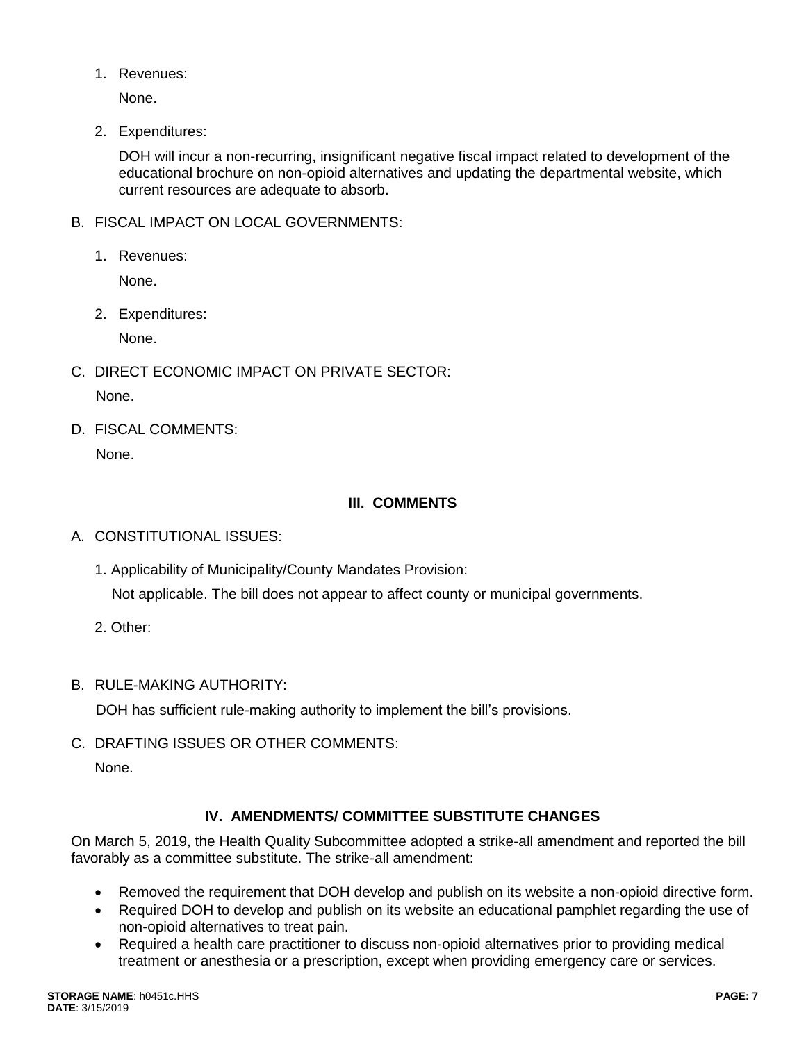1. Revenues:

   None.

2. Expenditures:

   DOH will incur a non-recurring, insignificant negative fiscal impact related to development of the educational brochure on non-opioid alternatives and updating the departmental website, which current resources are adequate to absorb.

B. FISCAL IMPACT ON LOCAL GOVERNMENTS:

1. Revenues:

   None.

2. Expenditures:

   None.

C. DIRECT ECONOMIC IMPACT ON PRIVATE SECTOR:

   None.

D. FISCAL COMMENTS:

   None.

## III. COMMENTS

A. CONSTITUTIONAL ISSUES:

1. Applicability of Municipality/County Mandates Provision:

   Not applicable. The bill does not appear to affect county or municipal governments.

2. Other:

B. RULE-MAKING AUTHORITY:

   DOH has sufficient rule-making authority to implement the bill's provisions.

C. DRAFTING ISSUES OR OTHER COMMENTS:

   None.

## IV. AMENDMENTS/ COMMITTEE SUBSTITUTE CHANGES

On March 5, 2019, the Health Quality Subcommittee adopted a strike-all amendment and reported the bill favorably as a committee substitute. The strike-all amendment:

- Removed the requirement that DOH develop and publish on its website a non-opioid directive form.
- Required DOH to develop and publish on its website an educational pamphlet regarding the use of non-opioid alternatives to treat pain.
- Required a health care practitioner to discuss non-opioid alternatives prior to providing medical treatment or anesthesia or a prescription, except when providing emergency care or services.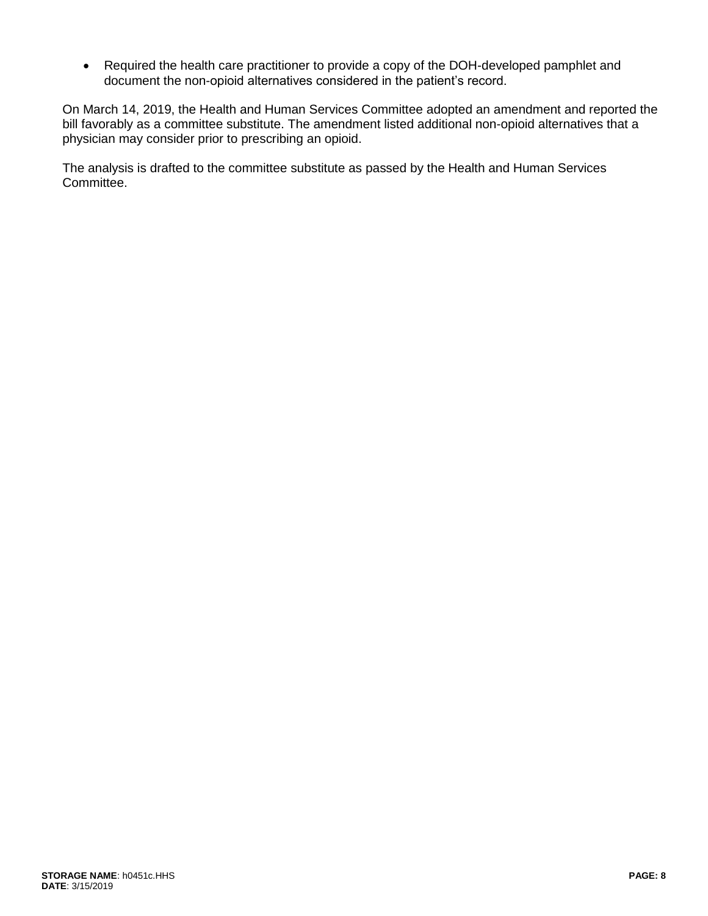- Required the health care practitioner to provide a copy of the DOH-developed pamphlet and document the non-opioid alternatives considered in the patient's record.

On March 14, 2019, the Health and Human Services Committee adopted an amendment and reported the bill favorably as a committee substitute. The amendment listed additional non-opioid alternatives that a physician may consider prior to prescribing an opioid.

The analysis is drafted to the committee substitute as passed by the Health and Human Services Committee.